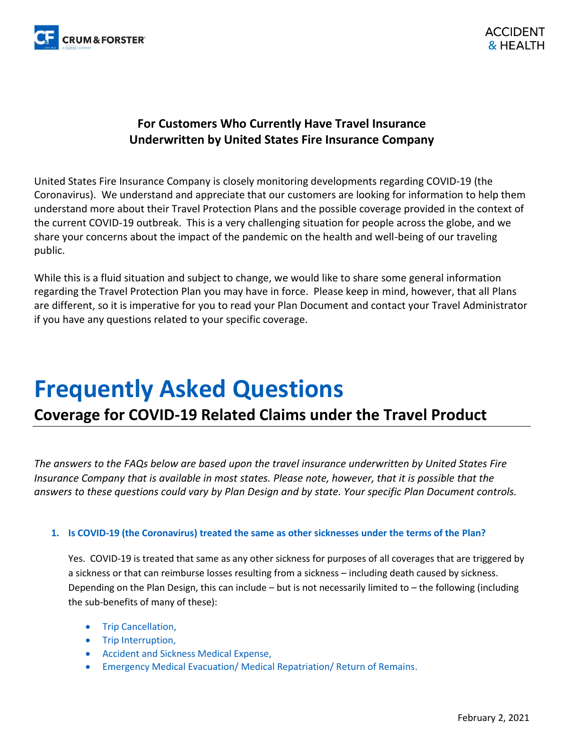**For Customers Who Currently Have Travel Insurance Underwritten by United States Fire Insurance Company**

United States Fire Insurance Company is closely monitoring developments regarding COVID-19 (the Coronavirus). We understand and appreciate that our customers are looking for information to help them understand more about their Travel Protection Plans and the possible coverage provided in the context of the current COVID-19 outbreak. This is a very challenging situation for people across the globe, and we share your concerns about the impact of the pandemic on the health and well-being of our traveling public.

While this is a fluid situation and subject to change, we would like to share some general information regarding the Travel Protection Plan you may have in force. Please keep in mind, however, that all Plans are different, so it is imperative for you to read your Plan Document and contact your Travel Administrator if you have any questions related to your specific coverage.

# Frequently Asked Questions

## Coverage for COVID-19 Related Claims under the Travel Product

*The answers to the FAQs below are based upon the travel insurance underwritten by United States Fire Insurance Company that is available in most states. Please note, however, that it is possible that the answers to these questions could vary by Plan Design and by state. Your specific Plan Document controls.*

1. **Is COVID-19 (the Coronavirus) treated the same as other sicknesses under the terms of the Plan?**

   Yes. COVID-19 is treated that same as any other sickness for purposes of all coverages that are triggered by a sickness or that can reimburse losses resulting from a sickness – including death caused by sickness. Depending on the Plan Design, this can include – but is not necessarily limited to – the following (including the sub-benefits of many of these):

   - Trip Cancellation,
   - Trip Interruption,
   - Accident and Sickness Medical Expense,
   - Emergency Medical Evacuation/ Medical Repatriation/ Return of Remains.

February 2, 2021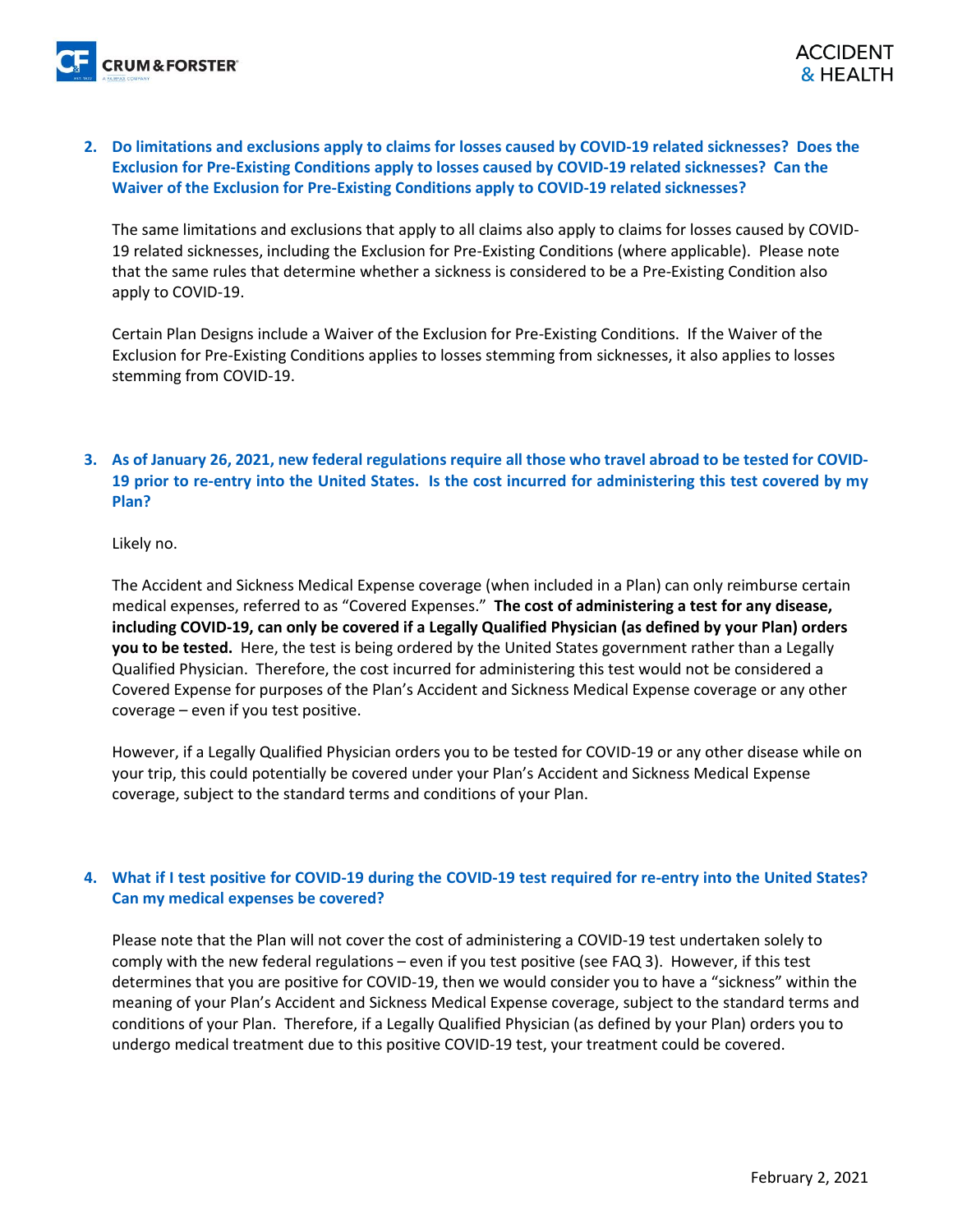2. **Do limitations and exclusions apply to claims for losses caused by COVID-19 related sicknesses? Does the Exclusion for Pre-Existing Conditions apply to losses caused by COVID-19 related sicknesses? Can the Waiver of the Exclusion for Pre-Existing Conditions apply to COVID-19 related sicknesses?**

   The same limitations and exclusions that apply to all claims also apply to claims for losses caused by COVID-19 related sicknesses, including the Exclusion for Pre-Existing Conditions (where applicable). Please note that the same rules that determine whether a sickness is considered to be a Pre-Existing Condition also apply to COVID-19.

   Certain Plan Designs include a Waiver of the Exclusion for Pre-Existing Conditions. If the Waiver of the Exclusion for Pre-Existing Conditions applies to losses stemming from sicknesses, it also applies to losses stemming from COVID-19.

3. **As of January 26, 2021, new federal regulations require all those who travel abroad to be tested for COVID-19 prior to re-entry into the United States. Is the cost incurred for administering this test covered by my Plan?**

   Likely no.

   The Accident and Sickness Medical Expense coverage (when included in a Plan) can only reimburse certain medical expenses, referred to as "Covered Expenses." **The cost of administering a test for any disease, including COVID-19, can only be covered if a Legally Qualified Physician (as defined by your Plan) orders you to be tested.** Here, the test is being ordered by the United States government rather than a Legally Qualified Physician. Therefore, the cost incurred for administering this test would not be considered a Covered Expense for purposes of the Plan's Accident and Sickness Medical Expense coverage or any other coverage – even if you test positive.

   However, if a Legally Qualified Physician orders you to be tested for COVID-19 or any other disease while on your trip, this could potentially be covered under your Plan's Accident and Sickness Medical Expense coverage, subject to the standard terms and conditions of your Plan.

4. **What if I test positive for COVID-19 during the COVID-19 test required for re-entry into the United States? Can my medical expenses be covered?**

   Please note that the Plan will not cover the cost of administering a COVID-19 test undertaken solely to comply with the new federal regulations – even if you test positive (see FAQ 3). However, if this test determines that you are positive for COVID-19, then we would consider you to have a "sickness" within the meaning of your Plan's Accident and Sickness Medical Expense coverage, subject to the standard terms and conditions of your Plan. Therefore, if a Legally Qualified Physician (as defined by your Plan) orders you to undergo medical treatment due to this positive COVID-19 test, your treatment could be covered.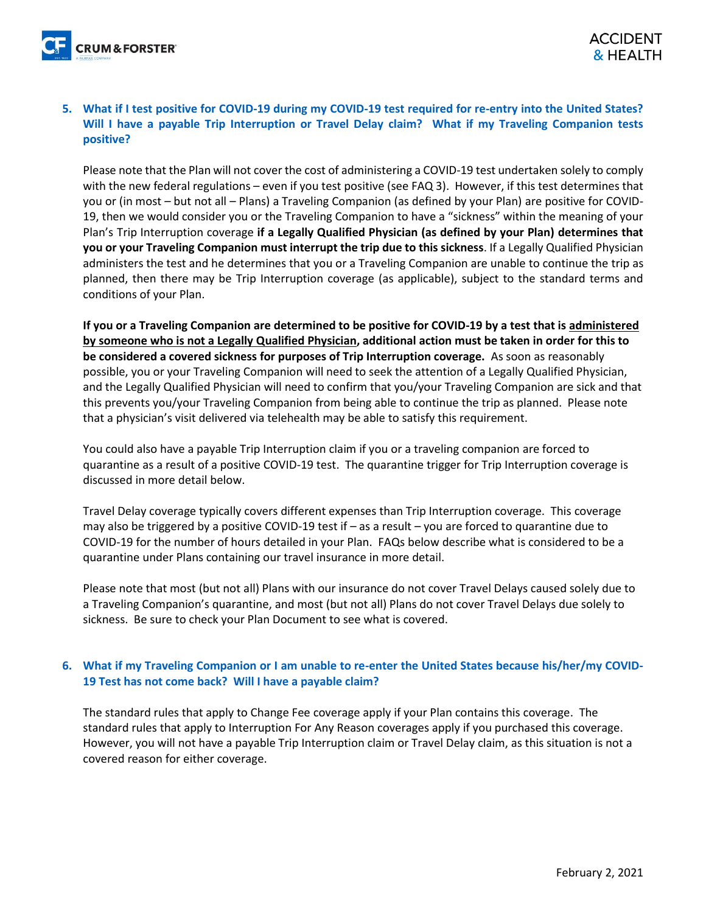5. **What if I test positive for COVID-19 during my COVID-19 test required for re-entry into the United States? Will I have a payable Trip Interruption or Travel Delay claim? What if my Traveling Companion tests positive?**

   Please note that the Plan will not cover the cost of administering a COVID-19 test undertaken solely to comply with the new federal regulations – even if you test positive (see FAQ 3). However, if this test determines that you or (in most – but not all – Plans) a Traveling Companion (as defined by your Plan) are positive for COVID-19, then we would consider you or the Traveling Companion to have a "sickness" within the meaning of your Plan's Trip Interruption coverage **if a Legally Qualified Physician (as defined by your Plan) determines that you or your Traveling Companion must interrupt the trip due to this sickness**. If a Legally Qualified Physician administers the test and he determines that you or a Traveling Companion are unable to continue the trip as planned, then there may be Trip Interruption coverage (as applicable), subject to the standard terms and conditions of your Plan.

   **If you or a Traveling Companion are determined to be positive for COVID-19 by a test that is administered by someone who is not a Legally Qualified Physician, additional action must be taken in order for this to be considered a covered sickness for purposes of Trip Interruption coverage.** As soon as reasonably possible, you or your Traveling Companion will need to seek the attention of a Legally Qualified Physician, and the Legally Qualified Physician will need to confirm that you/your Traveling Companion are sick and that this prevents you/your Traveling Companion from being able to continue the trip as planned. Please note that a physician's visit delivered via telehealth may be able to satisfy this requirement.

   You could also have a payable Trip Interruption claim if you or a traveling companion are forced to quarantine as a result of a positive COVID-19 test. The quarantine trigger for Trip Interruption coverage is discussed in more detail below.

   Travel Delay coverage typically covers different expenses than Trip Interruption coverage. This coverage may also be triggered by a positive COVID-19 test if – as a result – you are forced to quarantine due to COVID-19 for the number of hours detailed in your Plan. FAQs below describe what is considered to be a quarantine under Plans containing our travel insurance in more detail.

   Please note that most (but not all) Plans with our insurance do not cover Travel Delays caused solely due to a Traveling Companion's quarantine, and most (but not all) Plans do not cover Travel Delays due solely to sickness. Be sure to check your Plan Document to see what is covered.

6. **What if my Traveling Companion or I am unable to re-enter the United States because his/her/my COVID-19 Test has not come back? Will I have a payable claim?**

   The standard rules that apply to Change Fee coverage apply if your Plan contains this coverage. The standard rules that apply to Interruption For Any Reason coverages apply if you purchased this coverage. However, you will not have a payable Trip Interruption claim or Travel Delay claim, as this situation is not a covered reason for either coverage.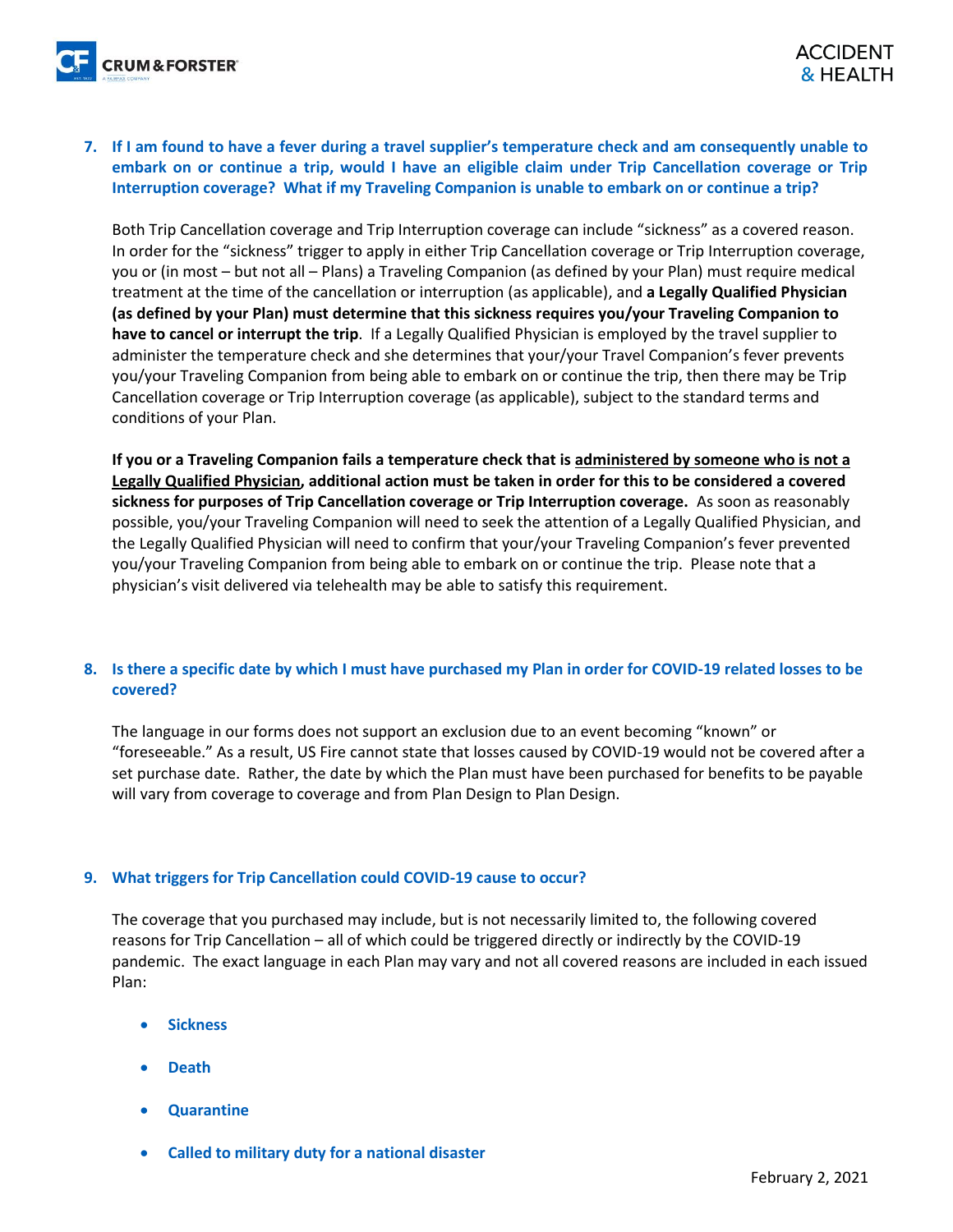**7. If I am found to have a fever during a travel supplier's temperature check and am consequently unable to embark on or continue a trip, would I have an eligible claim under Trip Cancellation coverage or Trip Interruption coverage? What if my Traveling Companion is unable to embark on or continue a trip?**

Both Trip Cancellation coverage and Trip Interruption coverage can include "sickness" as a covered reason. In order for the "sickness" trigger to apply in either Trip Cancellation coverage or Trip Interruption coverage, you or (in most – but not all – Plans) a Traveling Companion (as defined by your Plan) must require medical treatment at the time of the cancellation or interruption (as applicable), and **a Legally Qualified Physician (as defined by your Plan) must determine that this sickness requires you/your Traveling Companion to have to cancel or interrupt the trip**. If a Legally Qualified Physician is employed by the travel supplier to administer the temperature check and she determines that your/your Travel Companion's fever prevents you/your Traveling Companion from being able to embark on or continue the trip, then there may be Trip Cancellation coverage or Trip Interruption coverage (as applicable), subject to the standard terms and conditions of your Plan.

**If you or a Traveling Companion fails a temperature check that is <u>administered by someone who is not a Legally Qualified Physician</u>, additional action must be taken in order for this to be considered a covered sickness for purposes of Trip Cancellation coverage or Trip Interruption coverage.** As soon as reasonably possible, you/your Traveling Companion will need to seek the attention of a Legally Qualified Physician, and the Legally Qualified Physician will need to confirm that your/your Traveling Companion's fever prevented you/your Traveling Companion from being able to embark on or continue the trip. Please note that a physician's visit delivered via telehealth may be able to satisfy this requirement.

**8. Is there a specific date by which I must have purchased my Plan in order for COVID-19 related losses to be covered?**

The language in our forms does not support an exclusion due to an event becoming "known" or "foreseeable." As a result, US Fire cannot state that losses caused by COVID-19 would not be covered after a set purchase date. Rather, the date by which the Plan must have been purchased for benefits to be payable will vary from coverage to coverage and from Plan Design to Plan Design.

**9. What triggers for Trip Cancellation could COVID-19 cause to occur?**

The coverage that you purchased may include, but is not necessarily limited to, the following covered reasons for Trip Cancellation – all of which could be triggered directly or indirectly by the COVID-19 pandemic. The exact language in each Plan may vary and not all covered reasons are included in each issued Plan:

- **Sickness**
- **Death**
- **Quarantine**
- **Called to military duty for a national disaster**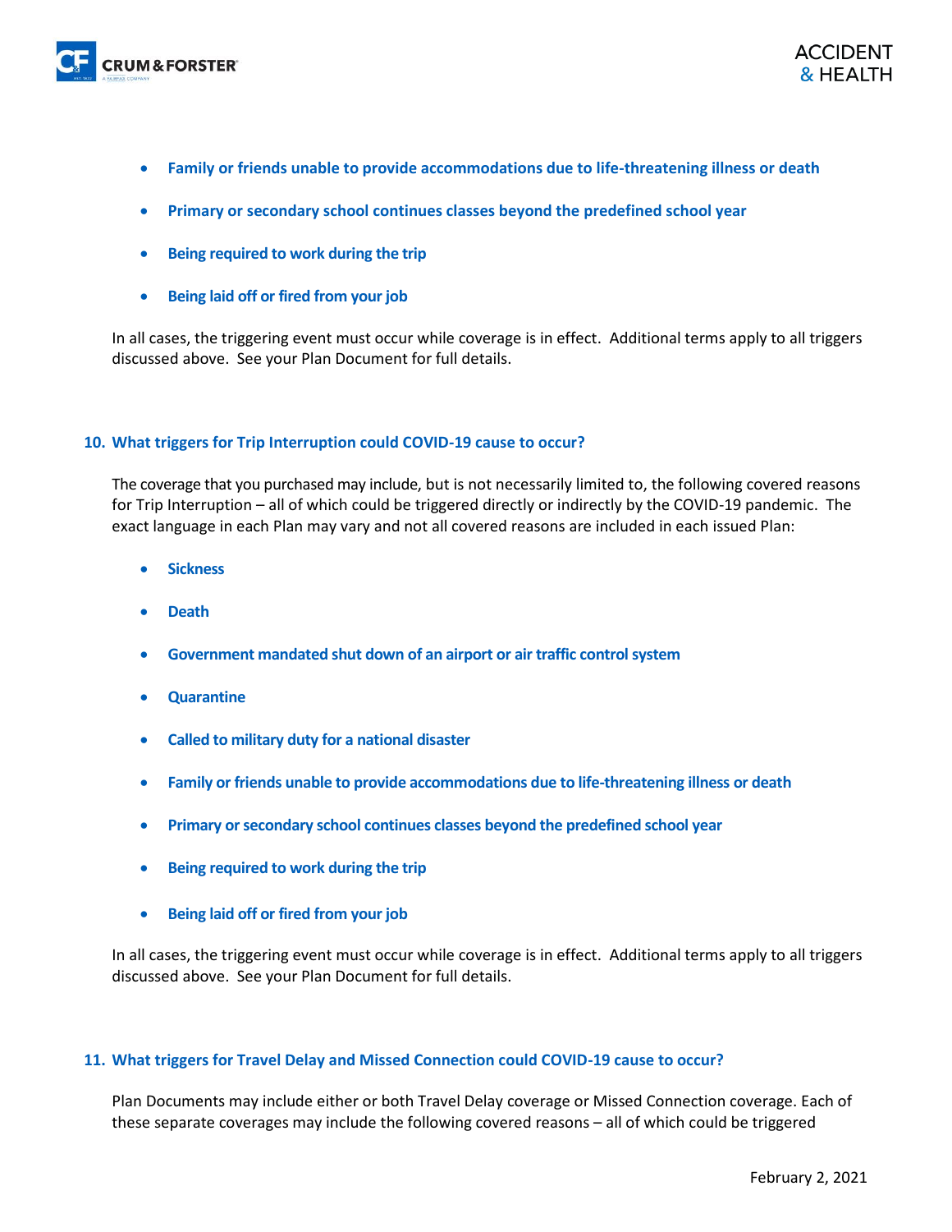- **Family or friends unable to provide accommodations due to life-threatening illness or death**
- **Primary or secondary school continues classes beyond the predefined school year**
- **Being required to work during the trip**
- **Being laid off or fired from your job**

In all cases, the triggering event must occur while coverage is in effect. Additional terms apply to all triggers discussed above. See your Plan Document for full details.

### 10. What triggers for Trip Interruption could COVID-19 cause to occur?

The coverage that you purchased may include, but is not necessarily limited to, the following covered reasons for Trip Interruption – all of which could be triggered directly or indirectly by the COVID-19 pandemic. The exact language in each Plan may vary and not all covered reasons are included in each issued Plan:

- **Sickness**
- **Death**
- **Government mandated shut down of an airport or air traffic control system**
- **Quarantine**
- **Called to military duty for a national disaster**
- **Family or friends unable to provide accommodations due to life-threatening illness or death**
- **Primary or secondary school continues classes beyond the predefined school year**
- **Being required to work during the trip**
- **Being laid off or fired from your job**

In all cases, the triggering event must occur while coverage is in effect. Additional terms apply to all triggers discussed above. See your Plan Document for full details.

### 11. What triggers for Travel Delay and Missed Connection could COVID-19 cause to occur?

Plan Documents may include either or both Travel Delay coverage or Missed Connection coverage. Each of these separate coverages may include the following covered reasons – all of which could be triggered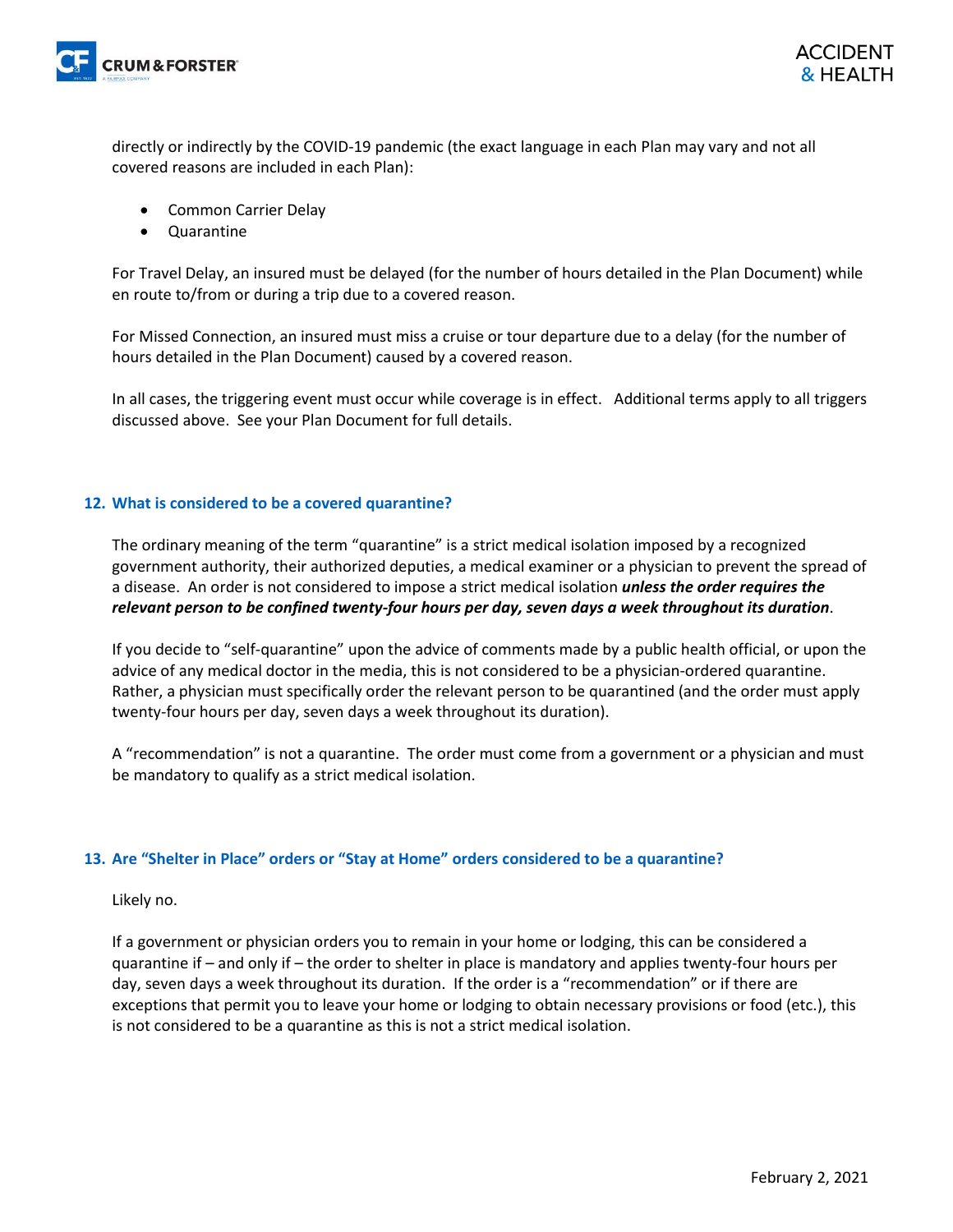directly or indirectly by the COVID-19 pandemic (the exact language in each Plan may vary and not all covered reasons are included in each Plan):

- Common Carrier Delay
- Quarantine

For Travel Delay, an insured must be delayed (for the number of hours detailed in the Plan Document) while en route to/from or during a trip due to a covered reason.

For Missed Connection, an insured must miss a cruise or tour departure due to a delay (for the number of hours detailed in the Plan Document) caused by a covered reason.

In all cases, the triggering event must occur while coverage is in effect. Additional terms apply to all triggers discussed above. See your Plan Document for full details.

## 12. What is considered to be a covered quarantine?

The ordinary meaning of the term "quarantine" is a strict medical isolation imposed by a recognized government authority, their authorized deputies, a medical examiner or a physician to prevent the spread of a disease. An order is not considered to impose a strict medical isolation ***unless the order requires the relevant person to be confined twenty-four hours per day, seven days a week throughout its duration***.

If you decide to "self-quarantine" upon the advice of comments made by a public health official, or upon the advice of any medical doctor in the media, this is not considered to be a physician-ordered quarantine. Rather, a physician must specifically order the relevant person to be quarantined (and the order must apply twenty-four hours per day, seven days a week throughout its duration).

A "recommendation" is not a quarantine. The order must come from a government or a physician and must be mandatory to qualify as a strict medical isolation.

## 13. Are "Shelter in Place" orders or "Stay at Home" orders considered to be a quarantine?

Likely no.

If a government or physician orders you to remain in your home or lodging, this can be considered a quarantine if – and only if – the order to shelter in place is mandatory and applies twenty-four hours per day, seven days a week throughout its duration. If the order is a "recommendation" or if there are exceptions that permit you to leave your home or lodging to obtain necessary provisions or food (etc.), this is not considered to be a quarantine as this is not a strict medical isolation.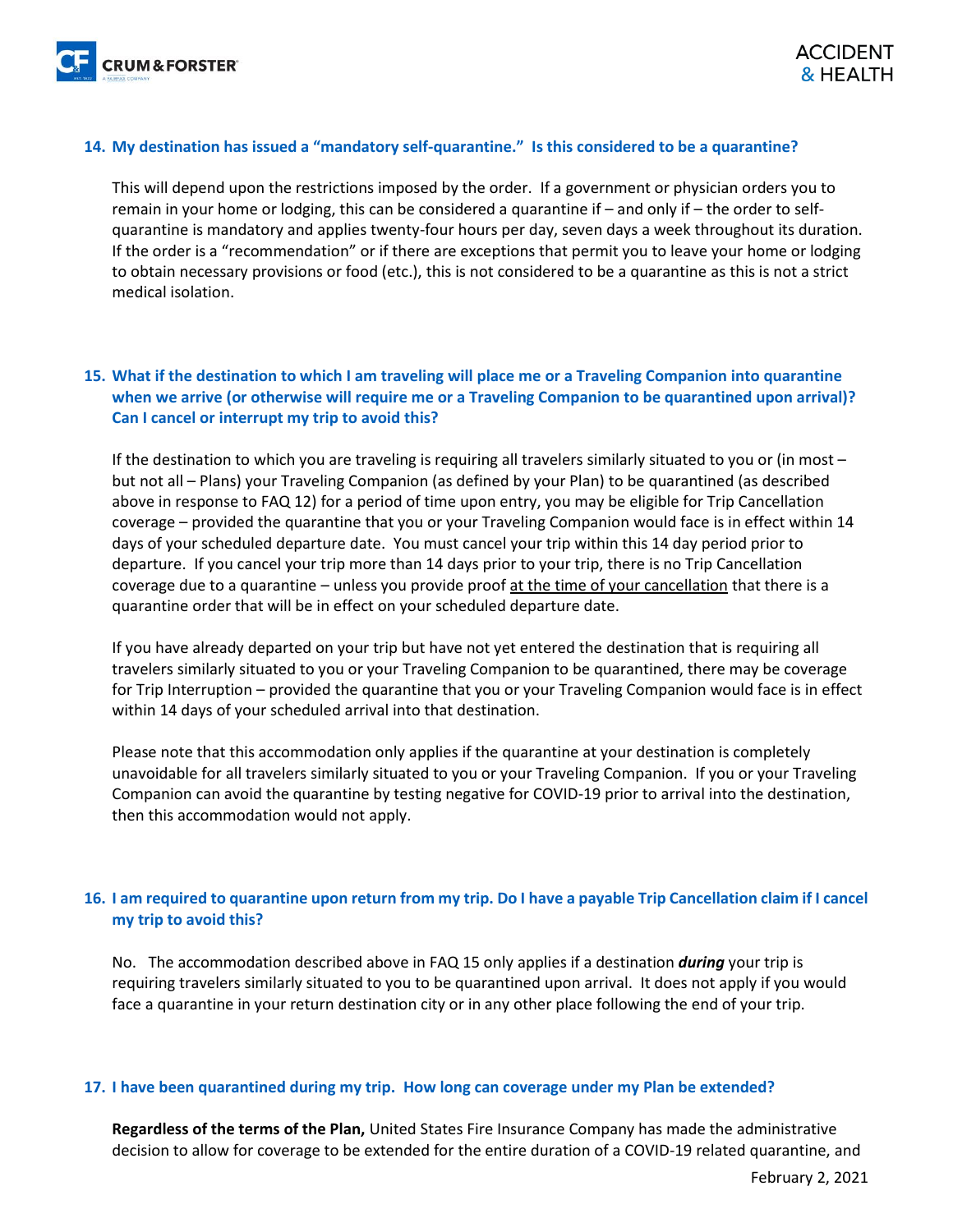**14. My destination has issued a "mandatory self-quarantine." Is this considered to be a quarantine?**

This will depend upon the restrictions imposed by the order. If a government or physician orders you to remain in your home or lodging, this can be considered a quarantine if – and only if – the order to self-quarantine is mandatory and applies twenty-four hours per day, seven days a week throughout its duration. If the order is a "recommendation" or if there are exceptions that permit you to leave your home or lodging to obtain necessary provisions or food (etc.), this is not considered to be a quarantine as this is not a strict medical isolation.

**15. What if the destination to which I am traveling will place me or a Traveling Companion into quarantine when we arrive (or otherwise will require me or a Traveling Companion to be quarantined upon arrival)? Can I cancel or interrupt my trip to avoid this?**

If the destination to which you are traveling is requiring all travelers similarly situated to you or (in most – but not all – Plans) your Traveling Companion (as defined by your Plan) to be quarantined (as described above in response to FAQ 12) for a period of time upon entry, you may be eligible for Trip Cancellation coverage – provided the quarantine that you or your Traveling Companion would face is in effect within 14 days of your scheduled departure date. You must cancel your trip within this 14 day period prior to departure. If you cancel your trip more than 14 days prior to your trip, there is no Trip Cancellation coverage due to a quarantine – unless you provide proof <u>at the time of your cancellation</u> that there is a quarantine order that will be in effect on your scheduled departure date.

If you have already departed on your trip but have not yet entered the destination that is requiring all travelers similarly situated to you or your Traveling Companion to be quarantined, there may be coverage for Trip Interruption – provided the quarantine that you or your Traveling Companion would face is in effect within 14 days of your scheduled arrival into that destination.

Please note that this accommodation only applies if the quarantine at your destination is completely unavoidable for all travelers similarly situated to you or your Traveling Companion. If you or your Traveling Companion can avoid the quarantine by testing negative for COVID-19 prior to arrival into the destination, then this accommodation would not apply.

**16. I am required to quarantine upon return from my trip. Do I have a payable Trip Cancellation claim if I cancel my trip to avoid this?**

No. The accommodation described above in FAQ 15 only applies if a destination ***during*** your trip is requiring travelers similarly situated to you to be quarantined upon arrival. It does not apply if you would face a quarantine in your return destination city or in any other place following the end of your trip.

**17. I have been quarantined during my trip. How long can coverage under my Plan be extended?**

**Regardless of the terms of the Plan,** United States Fire Insurance Company has made the administrative decision to allow for coverage to be extended for the entire duration of a COVID-19 related quarantine, and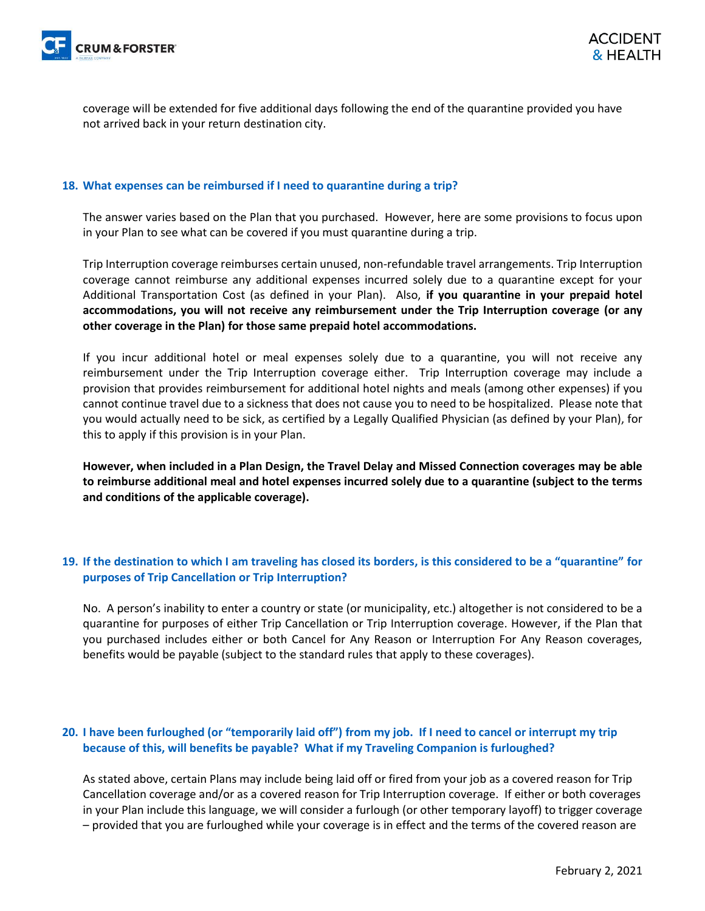coverage will be extended for five additional days following the end of the quarantine provided you have not arrived back in your return destination city.

### 18. What expenses can be reimbursed if I need to quarantine during a trip?

The answer varies based on the Plan that you purchased. However, here are some provisions to focus upon in your Plan to see what can be covered if you must quarantine during a trip.

Trip Interruption coverage reimburses certain unused, non-refundable travel arrangements. Trip Interruption coverage cannot reimburse any additional expenses incurred solely due to a quarantine except for your Additional Transportation Cost (as defined in your Plan). Also, **if you quarantine in your prepaid hotel accommodations, you will not receive any reimbursement under the Trip Interruption coverage (or any other coverage in the Plan) for those same prepaid hotel accommodations.**

If you incur additional hotel or meal expenses solely due to a quarantine, you will not receive any reimbursement under the Trip Interruption coverage either. Trip Interruption coverage may include a provision that provides reimbursement for additional hotel nights and meals (among other expenses) if you cannot continue travel due to a sickness that does not cause you to need to be hospitalized. Please note that you would actually need to be sick, as certified by a Legally Qualified Physician (as defined by your Plan), for this to apply if this provision is in your Plan.

**However, when included in a Plan Design, the Travel Delay and Missed Connection coverages may be able to reimburse additional meal and hotel expenses incurred solely due to a quarantine (subject to the terms and conditions of the applicable coverage).**

### 19. If the destination to which I am traveling has closed its borders, is this considered to be a "quarantine" for purposes of Trip Cancellation or Trip Interruption?

No. A person's inability to enter a country or state (or municipality, etc.) altogether is not considered to be a quarantine for purposes of either Trip Cancellation or Trip Interruption coverage. However, if the Plan that you purchased includes either or both Cancel for Any Reason or Interruption For Any Reason coverages, benefits would be payable (subject to the standard rules that apply to these coverages).

### 20. I have been furloughed (or "temporarily laid off") from my job. If I need to cancel or interrupt my trip because of this, will benefits be payable? What if my Traveling Companion is furloughed?

As stated above, certain Plans may include being laid off or fired from your job as a covered reason for Trip Cancellation coverage and/or as a covered reason for Trip Interruption coverage. If either or both coverages in your Plan include this language, we will consider a furlough (or other temporary layoff) to trigger coverage – provided that you are furloughed while your coverage is in effect and the terms of the covered reason are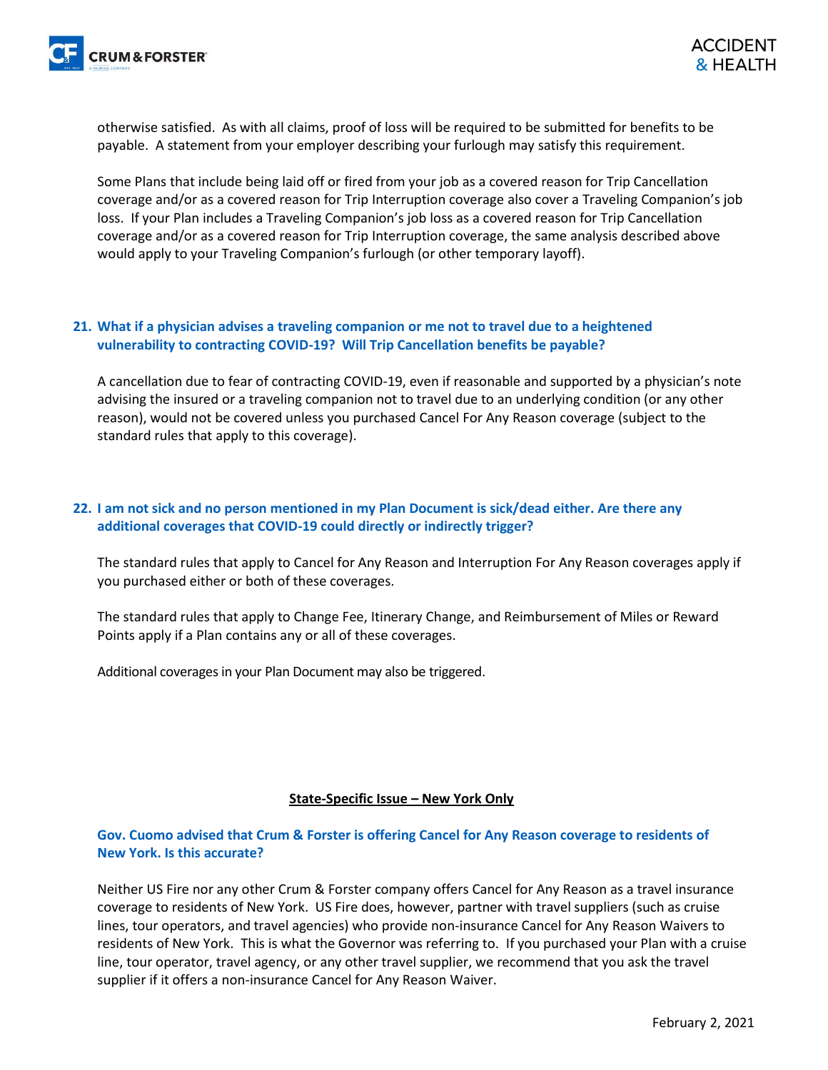otherwise satisfied. As with all claims, proof of loss will be required to be submitted for benefits to be payable. A statement from your employer describing your furlough may satisfy this requirement.

Some Plans that include being laid off or fired from your job as a covered reason for Trip Cancellation coverage and/or as a covered reason for Trip Interruption coverage also cover a Traveling Companion's job loss. If your Plan includes a Traveling Companion's job loss as a covered reason for Trip Cancellation coverage and/or as a covered reason for Trip Interruption coverage, the same analysis described above would apply to your Traveling Companion's furlough (or other temporary layoff).

### 21. What if a physician advises a traveling companion or me not to travel due to a heightened vulnerability to contracting COVID-19? Will Trip Cancellation benefits be payable?

A cancellation due to fear of contracting COVID-19, even if reasonable and supported by a physician's note advising the insured or a traveling companion not to travel due to an underlying condition (or any other reason), would not be covered unless you purchased Cancel For Any Reason coverage (subject to the standard rules that apply to this coverage).

### 22. I am not sick and no person mentioned in my Plan Document is sick/dead either. Are there any additional coverages that COVID-19 could directly or indirectly trigger?

The standard rules that apply to Cancel for Any Reason and Interruption For Any Reason coverages apply if you purchased either or both of these coverages.

The standard rules that apply to Change Fee, Itinerary Change, and Reimbursement of Miles or Reward Points apply if a Plan contains any or all of these coverages.

Additional coverages in your Plan Document may also be triggered.

## State-Specific Issue – New York Only

### Gov. Cuomo advised that Crum & Forster is offering Cancel for Any Reason coverage to residents of New York. Is this accurate?

Neither US Fire nor any other Crum & Forster company offers Cancel for Any Reason as a travel insurance coverage to residents of New York. US Fire does, however, partner with travel suppliers (such as cruise lines, tour operators, and travel agencies) who provide non-insurance Cancel for Any Reason Waivers to residents of New York. This is what the Governor was referring to. If you purchased your Plan with a cruise line, tour operator, travel agency, or any other travel supplier, we recommend that you ask the travel supplier if it offers a non-insurance Cancel for Any Reason Waiver.

February 2, 2021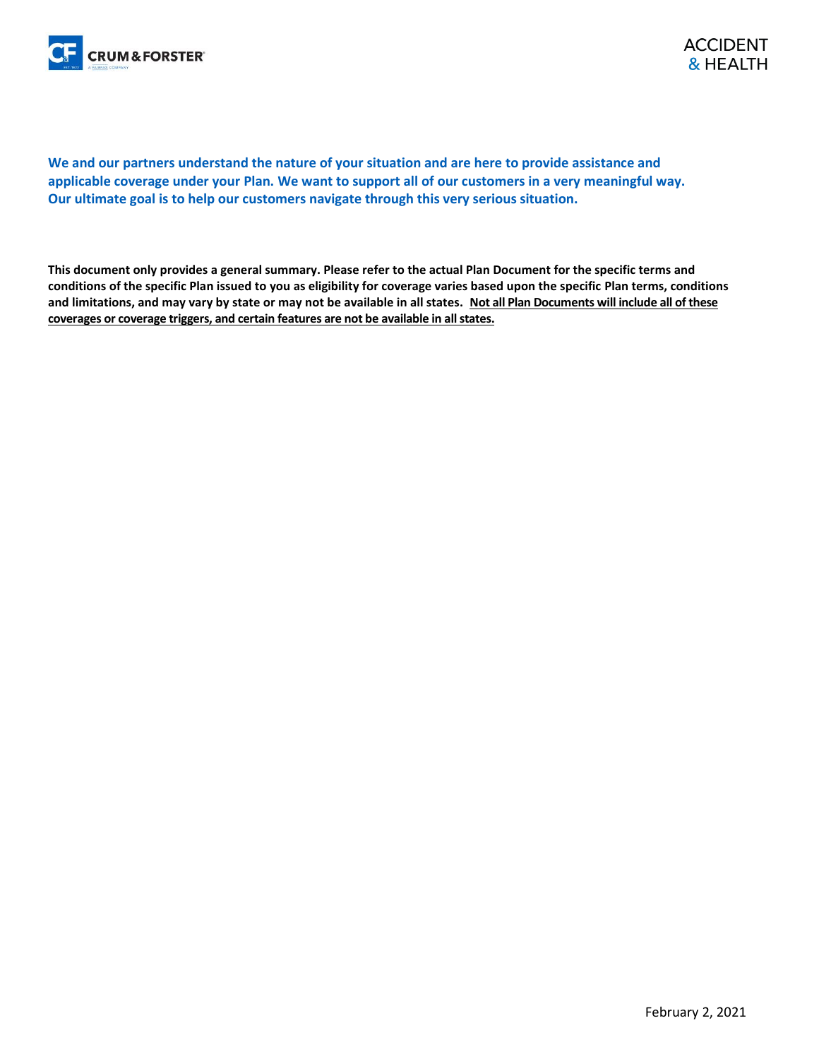**We and our partners understand the nature of your situation and are here to provide assistance and applicable coverage under your Plan. We want to support all of our customers in a very meaningful way. Our ultimate goal is to help our customers navigate through this very serious situation.**

**This document only provides a general summary. Please refer to the actual Plan Document for the specific terms and conditions of the specific Plan issued to you as eligibility for coverage varies based upon the specific Plan terms, conditions and limitations, and may vary by state or may not be available in all states. <u>Not all Plan Documents will include all of these coverages or coverage triggers, and certain features are not be available in all states.</u>**

February 2, 2021